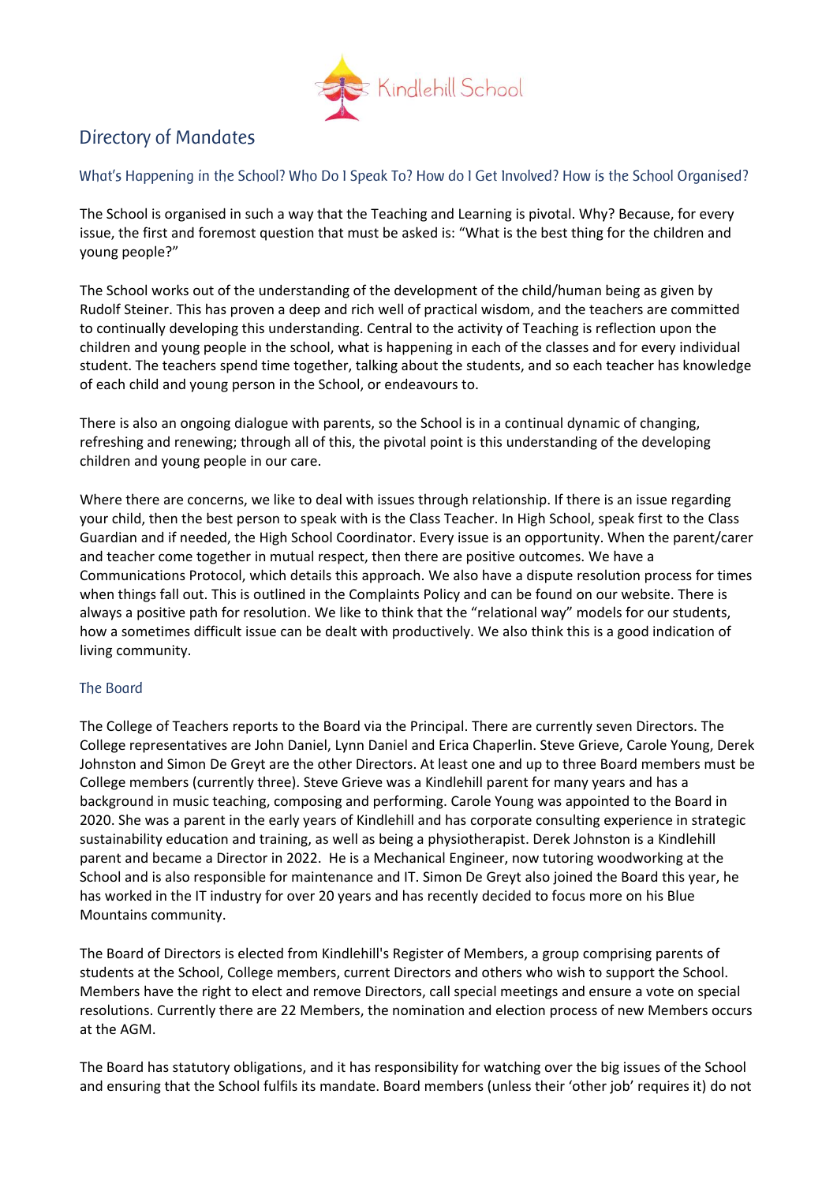Kindlehill School

# Directory of Mandates

## What's Happening in the School? Who Do I Speak To? How do I Get Involved? How is the School Organised?

The School is organised in such a way that the Teaching and Learning is pivotal. Why? Because, for every issue, the first and foremost question that must be asked is: "What is the best thing for the children and young people?"

The School works out of the understanding of the development of the child/human being as given by Rudolf Steiner. This has proven a deep and rich well of practical wisdom, and the teachers are committed to continually developing this understanding. Central to the activity of Teaching is reflection upon the children and young people in the school, what is happening in each of the classes and for every individual student. The teachers spend time together, talking about the students, and so each teacher has knowledge of each child and young person in the School, or endeavours to.

There is also an ongoing dialogue with parents, so the School is in a continual dynamic of changing, refreshing and renewing; through all of this, the pivotal point is this understanding of the developing children and young people in our care.

Where there are concerns, we like to deal with issues through relationship. If there is an issue regarding your child, then the best person to speak with is the Class Teacher. In High School, speak first to the Class Guardian and if needed, the High School Coordinator. Every issue is an opportunity. When the parent/carer and teacher come together in mutual respect, then there are positive outcomes. We have a Communications Protocol, which details this approach. We also have a dispute resolution process for times when things fall out. This is outlined in the Complaints Policy and can be found on our website. There is always a positive path for resolution. We like to think that the "relational way" models for our students, how a sometimes difficult issue can be dealt with productively. We also think this is a good indication of living community.

## The Board

The College of Teachers reports to the Board via the Principal. There are currently seven Directors. The College representatives are John Daniel, Lynn Daniel and Erica Chaperlin. Steve Grieve, Carole Young, Derek Johnston and Simon De Greyt are the other Directors. At least one and up to three Board members must be College members (currently three). Steve Grieve was a Kindlehill parent for many years and has a background in music teaching, composing and performing. Carole Young was appointed to the Board in 2020. She was a parent in the early years of Kindlehill and has corporate consulting experience in strategic sustainability education and training, as well as being a physiotherapist. Derek Johnston is a Kindlehill parent and became a Director in 2022. He is a Mechanical Engineer, now tutoring woodworking at the School and is also responsible for maintenance and IT. Simon De Greyt also joined the Board this year, he has worked in the IT industry for over 20 years and has recently decided to focus more on his Blue Mountains community.

The Board of Directors is elected from Kindlehill's Register of Members, a group comprising parents of students at the School, College members, current Directors and others who wish to support the School. Members have the right to elect and remove Directors, call special meetings and ensure a vote on special resolutions. Currently there are 22 Members, the nomination and election process of new Members occurs at the AGM.

The Board has statutory obligations, and it has responsibility for watching over the big issues of the School and ensuring that the School fulfils its mandate. Board members (unless their 'other job' requires it) do not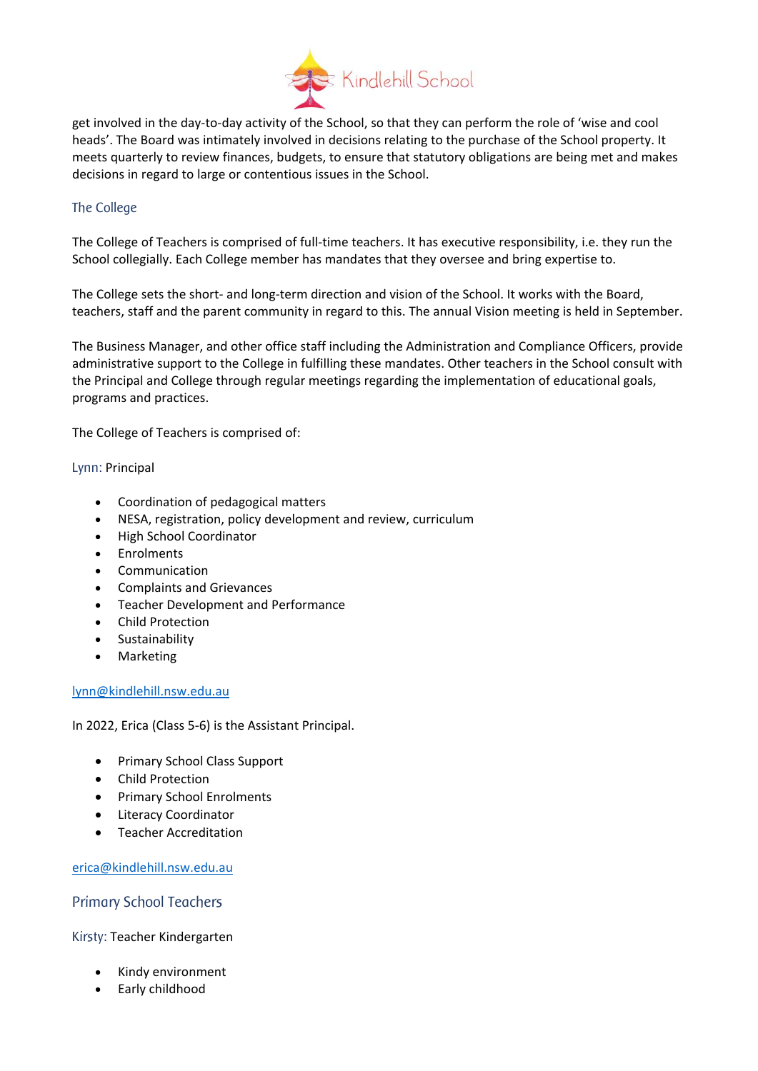get involved in the day-to-day activity of the School, so that they can perform the role of 'wise and cool heads'. The Board was intimately involved in decisions relating to the purchase of the School property. It meets quarterly to review finances, budgets, to ensure that statutory obligations are being met and makes decisions in regard to large or contentious issues in the School.

## The College

The College of Teachers is comprised of full-time teachers. It has executive responsibility, i.e. they run the School collegially. Each College member has mandates that they oversee and bring expertise to.

The College sets the short- and long-term direction and vision of the School. It works with the Board, teachers, staff and the parent community in regard to this. The annual Vision meeting is held in September.

The Business Manager, and other office staff including the Administration and Compliance Officers, provide administrative support to the College in fulfilling these mandates. Other teachers in the School consult with the Principal and College through regular meetings regarding the implementation of educational goals, programs and practices.

The College of Teachers is comprised of:

Lynn: Principal

- Coordination of pedagogical matters
- NESA, registration, policy development and review, curriculum
- High School Coordinator
- Enrolments
- Communication
- Complaints and Grievances
- Teacher Development and Performance
- Child Protection
- Sustainability
- Marketing

lynn@kindlehill.nsw.edu.au

In 2022, Erica (Class 5-6) is the Assistant Principal.

- Primary School Class Support
- Child Protection
- Primary School Enrolments
- Literacy Coordinator
- Teacher Accreditation

erica@kindlehill.nsw.edu.au

## Primary School Teachers

Kirsty: Teacher Kindergarten

- Kindy environment
- Early childhood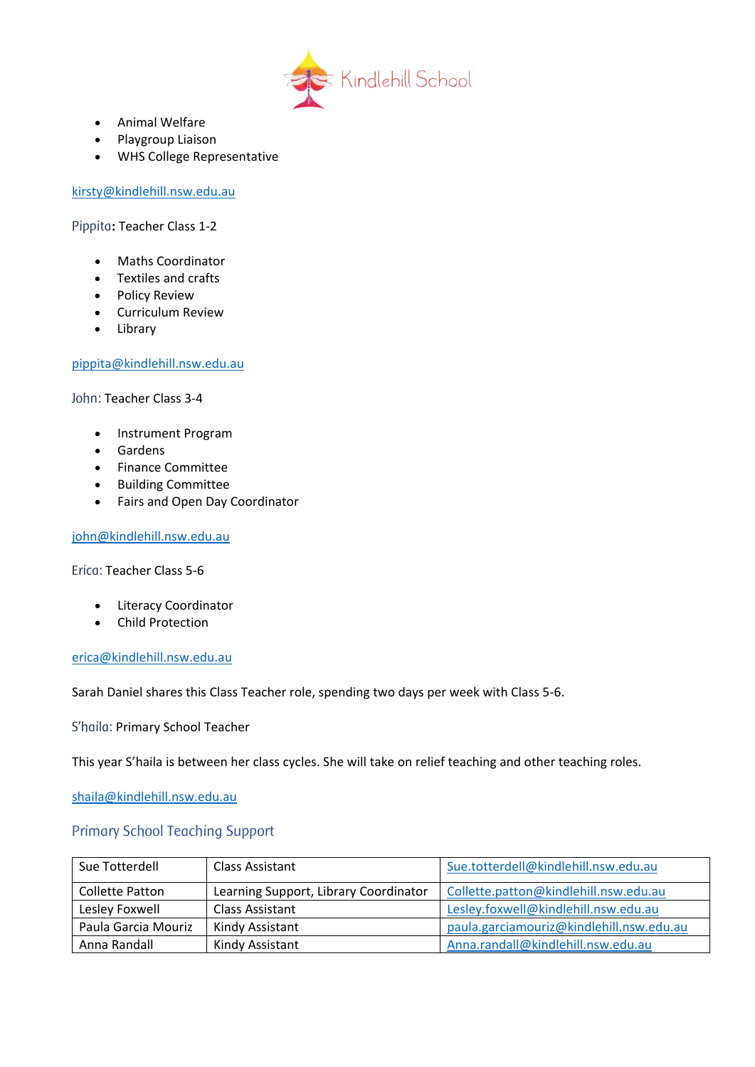- Animal Welfare
- Playgroup Liaison
- WHS College Representative

kirsty@kindlehill.nsw.edu.au

Pippita**:** Teacher Class 1-2

- Maths Coordinator
- Textiles and crafts
- Policy Review
- Curriculum Review
- Library

pippita@kindlehill.nsw.edu.au

John: Teacher Class 3-4

- Instrument Program
- Gardens
- Finance Committee
- Building Committee
- Fairs and Open Day Coordinator

john@kindlehill.nsw.edu.au

Erica: Teacher Class 5-6

- Literacy Coordinator
- Child Protection

erica@kindlehill.nsw.edu.au

Sarah Daniel shares this Class Teacher role, spending two days per week with Class 5-6.

S'haila: Primary School Teacher

This year S'haila is between her class cycles. She will take on relief teaching and other teaching roles.

shaila@kindlehill.nsw.edu.au

## Primary School Teaching Support

| Sue Totterdell | Class Assistant | Sue.totterdell@kindlehill.nsw.edu.au |
|---|---|---|
| Collette Patton | Learning Support, Library Coordinator | Collette.patton@kindlehill.nsw.edu.au |
| Lesley Foxwell | Class Assistant | Lesley.foxwell@kindlehill.nsw.edu.au |
| Paula Garcia Mouriz | Kindy Assistant | paula.garciamouriz@kindlehill.nsw.edu.au |
| Anna Randall | Kindy Assistant | Anna.randall@kindlehill.nsw.edu.au |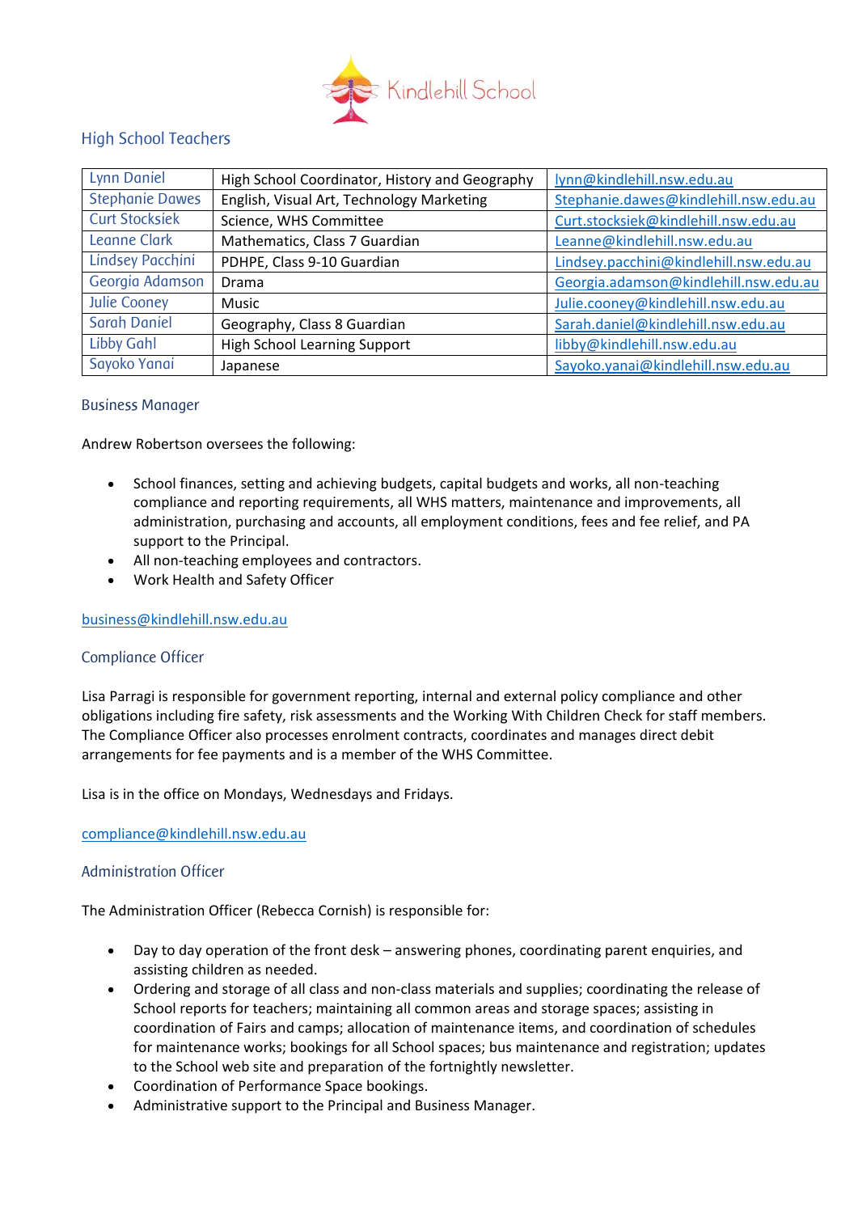Kindlehill School

## High School Teachers

| | | |
|---|---|---|
| Lynn Daniel | High School Coordinator, History and Geography | lynn@kindlehill.nsw.edu.au |
| Stephanie Dawes | English, Visual Art, Technology Marketing | Stephanie.dawes@kindlehill.nsw.edu.au |
| Curt Stocksiek | Science, WHS Committee | Curt.stocksiek@kindlehill.nsw.edu.au |
| Leanne Clark | Mathematics, Class 7 Guardian | Leanne@kindlehill.nsw.edu.au |
| Lindsey Pacchini | PDHPE, Class 9-10 Guardian | Lindsey.pacchini@kindlehill.nsw.edu.au |
| Georgia Adamson | Drama | Georgia.adamson@kindlehill.nsw.edu.au |
| Julie Cooney | Music | Julie.cooney@kindlehill.nsw.edu.au |
| Sarah Daniel | Geography, Class 8 Guardian | Sarah.daniel@kindlehill.nsw.edu.au |
| Libby Gahl | High School Learning Support | libby@kindlehill.nsw.edu.au |
| Sayoko Yanai | Japanese | Sayoko.yanai@kindlehill.nsw.edu.au |

## Business Manager

Andrew Robertson oversees the following:

- School finances, setting and achieving budgets, capital budgets and works, all non-teaching compliance and reporting requirements, all WHS matters, maintenance and improvements, all administration, purchasing and accounts, all employment conditions, fees and fee relief, and PA support to the Principal.
- All non-teaching employees and contractors.
- Work Health and Safety Officer

business@kindlehill.nsw.edu.au

## Compliance Officer

Lisa Parragi is responsible for government reporting, internal and external policy compliance and other obligations including fire safety, risk assessments and the Working With Children Check for staff members. The Compliance Officer also processes enrolment contracts, coordinates and manages direct debit arrangements for fee payments and is a member of the WHS Committee.

Lisa is in the office on Mondays, Wednesdays and Fridays.

compliance@kindlehill.nsw.edu.au

## Administration Officer

The Administration Officer (Rebecca Cornish) is responsible for:

- Day to day operation of the front desk – answering phones, coordinating parent enquiries, and assisting children as needed.
- Ordering and storage of all class and non-class materials and supplies; coordinating the release of School reports for teachers; maintaining all common areas and storage spaces; assisting in coordination of Fairs and camps; allocation of maintenance items, and coordination of schedules for maintenance works; bookings for all School spaces; bus maintenance and registration; updates to the School web site and preparation of the fortnightly newsletter.
- Coordination of Performance Space bookings.
- Administrative support to the Principal and Business Manager.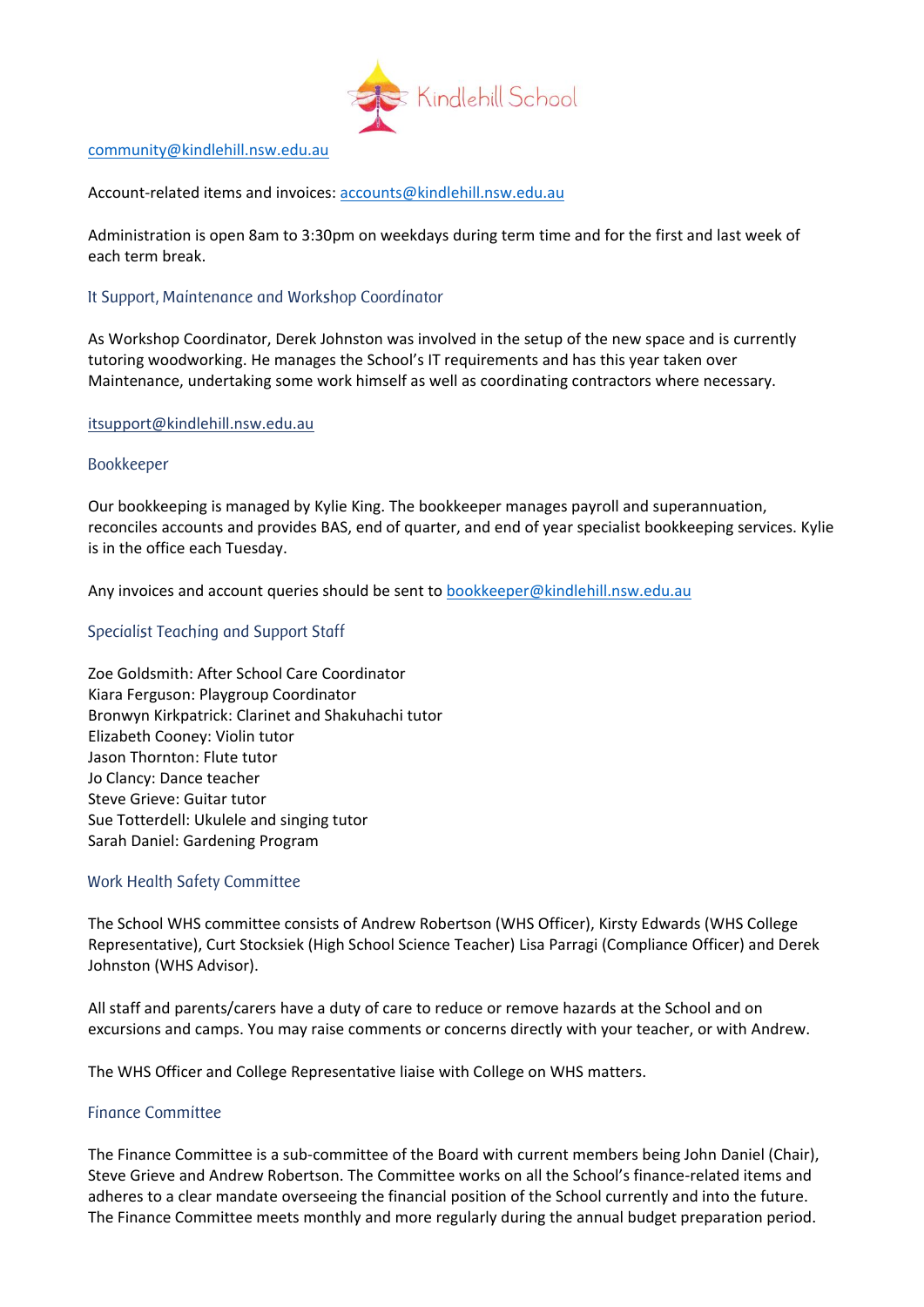community@kindlehill.nsw.edu.au

Account-related items and invoices: accounts@kindlehill.nsw.edu.au

Administration is open 8am to 3:30pm on weekdays during term time and for the first and last week of each term break.

## It Support, Maintenance and Workshop Coordinator

As Workshop Coordinator, Derek Johnston was involved in the setup of the new space and is currently tutoring woodworking. He manages the School's IT requirements and has this year taken over Maintenance, undertaking some work himself as well as coordinating contractors where necessary.

itsupport@kindlehill.nsw.edu.au

## Bookkeeper

Our bookkeeping is managed by Kylie King. The bookkeeper manages payroll and superannuation, reconciles accounts and provides BAS, end of quarter, and end of year specialist bookkeeping services. Kylie is in the office each Tuesday.

Any invoices and account queries should be sent to bookkeeper@kindlehill.nsw.edu.au

## Specialist Teaching and Support Staff

Zoe Goldsmith: After School Care Coordinator  
Kiara Ferguson: Playgroup Coordinator  
Bronwyn Kirkpatrick: Clarinet and Shakuhachi tutor  
Elizabeth Cooney: Violin tutor  
Jason Thornton: Flute tutor  
Jo Clancy: Dance teacher  
Steve Grieve: Guitar tutor  
Sue Totterdell: Ukulele and singing tutor  
Sarah Daniel: Gardening Program

## Work Health Safety Committee

The School WHS committee consists of Andrew Robertson (WHS Officer), Kirsty Edwards (WHS College Representative), Curt Stocksiek (High School Science Teacher) Lisa Parragi (Compliance Officer) and Derek Johnston (WHS Advisor).

All staff and parents/carers have a duty of care to reduce or remove hazards at the School and on excursions and camps. You may raise comments or concerns directly with your teacher, or with Andrew.

The WHS Officer and College Representative liaise with College on WHS matters.

## Finance Committee

The Finance Committee is a sub-committee of the Board with current members being John Daniel (Chair), Steve Grieve and Andrew Robertson. The Committee works on all the School's finance-related items and adheres to a clear mandate overseeing the financial position of the School currently and into the future. The Finance Committee meets monthly and more regularly during the annual budget preparation period.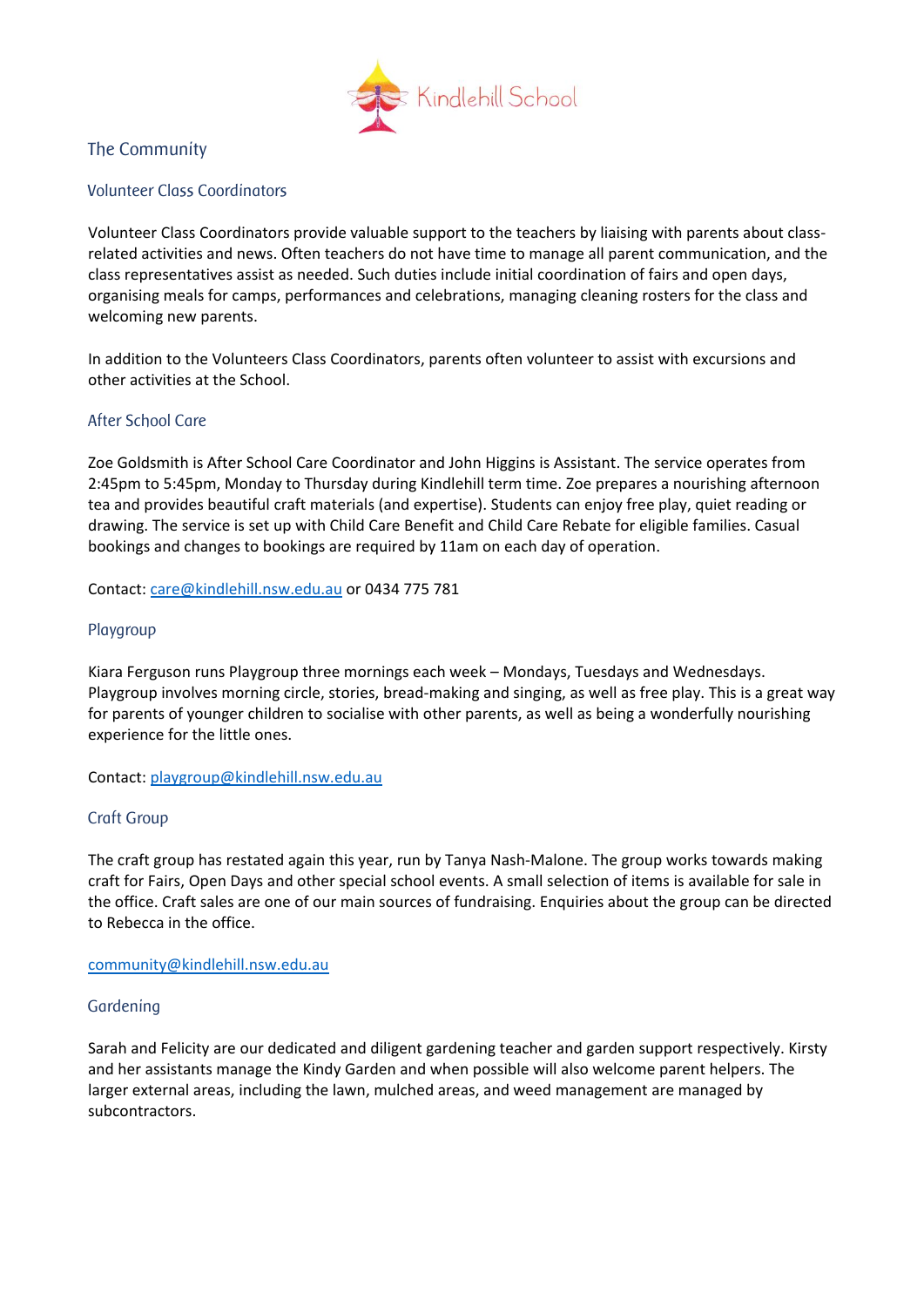## The Community

### Volunteer Class Coordinators

Volunteer Class Coordinators provide valuable support to the teachers by liaising with parents about class-related activities and news. Often teachers do not have time to manage all parent communication, and the class representatives assist as needed. Such duties include initial coordination of fairs and open days, organising meals for camps, performances and celebrations, managing cleaning rosters for the class and welcoming new parents.

In addition to the Volunteers Class Coordinators, parents often volunteer to assist with excursions and other activities at the School.

### After School Care

Zoe Goldsmith is After School Care Coordinator and John Higgins is Assistant. The service operates from 2:45pm to 5:45pm, Monday to Thursday during Kindlehill term time. Zoe prepares a nourishing afternoon tea and provides beautiful craft materials (and expertise). Students can enjoy free play, quiet reading or drawing. The service is set up with Child Care Benefit and Child Care Rebate for eligible families. Casual bookings and changes to bookings are required by 11am on each day of operation.

Contact: care@kindlehill.nsw.edu.au or 0434 775 781

### Playgroup

Kiara Ferguson runs Playgroup three mornings each week – Mondays, Tuesdays and Wednesdays. Playgroup involves morning circle, stories, bread-making and singing, as well as free play. This is a great way for parents of younger children to socialise with other parents, as well as being a wonderfully nourishing experience for the little ones.

Contact: playgroup@kindlehill.nsw.edu.au

### Craft Group

The craft group has restated again this year, run by Tanya Nash-Malone. The group works towards making craft for Fairs, Open Days and other special school events. A small selection of items is available for sale in the office. Craft sales are one of our main sources of fundraising. Enquiries about the group can be directed to Rebecca in the office.

community@kindlehill.nsw.edu.au

### Gardening

Sarah and Felicity are our dedicated and diligent gardening teacher and garden support respectively. Kirsty and her assistants manage the Kindy Garden and when possible will also welcome parent helpers. The larger external areas, including the lawn, mulched areas, and weed management are managed by subcontractors.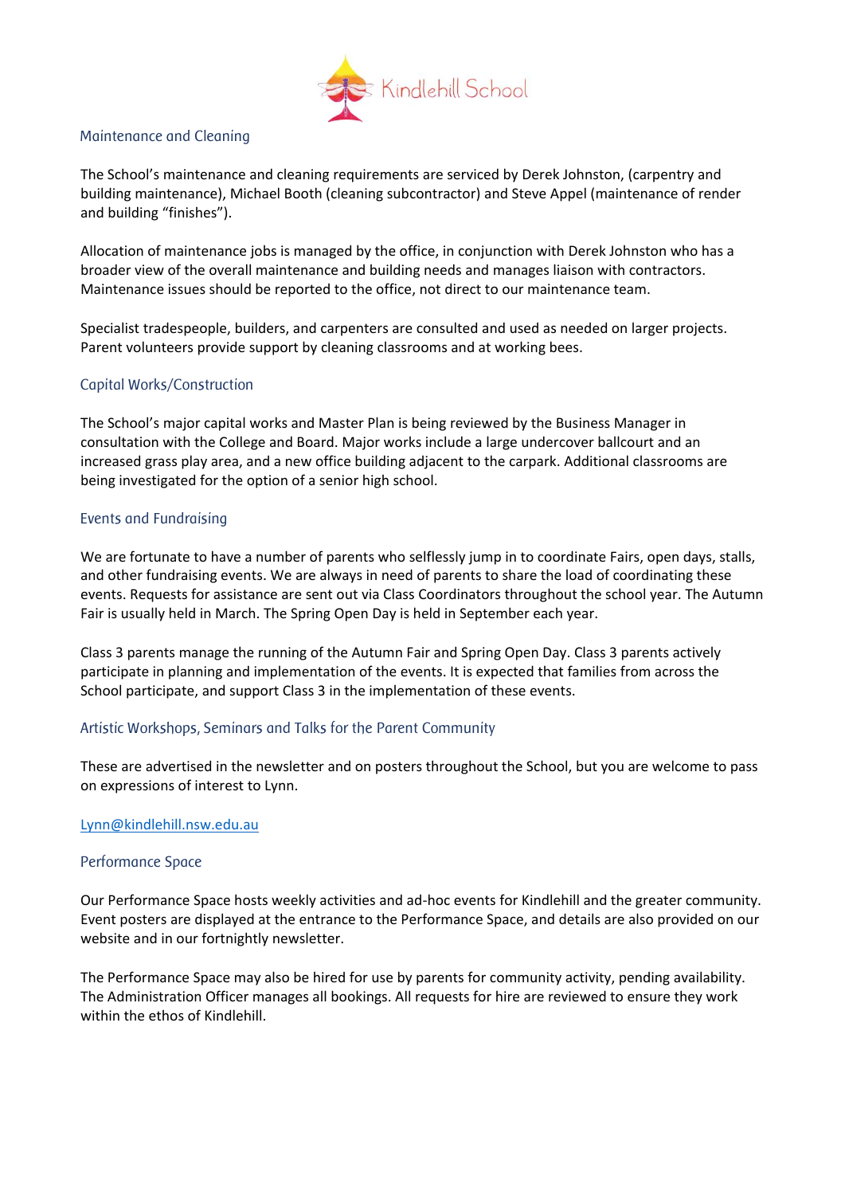## Maintenance and Cleaning

The School's maintenance and cleaning requirements are serviced by Derek Johnston, (carpentry and building maintenance), Michael Booth (cleaning subcontractor) and Steve Appel (maintenance of render and building "finishes").

Allocation of maintenance jobs is managed by the office, in conjunction with Derek Johnston who has a broader view of the overall maintenance and building needs and manages liaison with contractors. Maintenance issues should be reported to the office, not direct to our maintenance team.

Specialist tradespeople, builders, and carpenters are consulted and used as needed on larger projects. Parent volunteers provide support by cleaning classrooms and at working bees.

## Capital Works/Construction

The School's major capital works and Master Plan is being reviewed by the Business Manager in consultation with the College and Board. Major works include a large undercover ballcourt and an increased grass play area, and a new office building adjacent to the carpark. Additional classrooms are being investigated for the option of a senior high school.

## Events and Fundraising

We are fortunate to have a number of parents who selflessly jump in to coordinate Fairs, open days, stalls, and other fundraising events. We are always in need of parents to share the load of coordinating these events. Requests for assistance are sent out via Class Coordinators throughout the school year. The Autumn Fair is usually held in March. The Spring Open Day is held in September each year.

Class 3 parents manage the running of the Autumn Fair and Spring Open Day. Class 3 parents actively participate in planning and implementation of the events. It is expected that families from across the School participate, and support Class 3 in the implementation of these events.

## Artistic Workshops, Seminars and Talks for the Parent Community

These are advertised in the newsletter and on posters throughout the School, but you are welcome to pass on expressions of interest to Lynn.

Lynn@kindlehill.nsw.edu.au

## Performance Space

Our Performance Space hosts weekly activities and ad-hoc events for Kindlehill and the greater community. Event posters are displayed at the entrance to the Performance Space, and details are also provided on our website and in our fortnightly newsletter.

The Performance Space may also be hired for use by parents for community activity, pending availability. The Administration Officer manages all bookings. All requests for hire are reviewed to ensure they work within the ethos of Kindlehill.